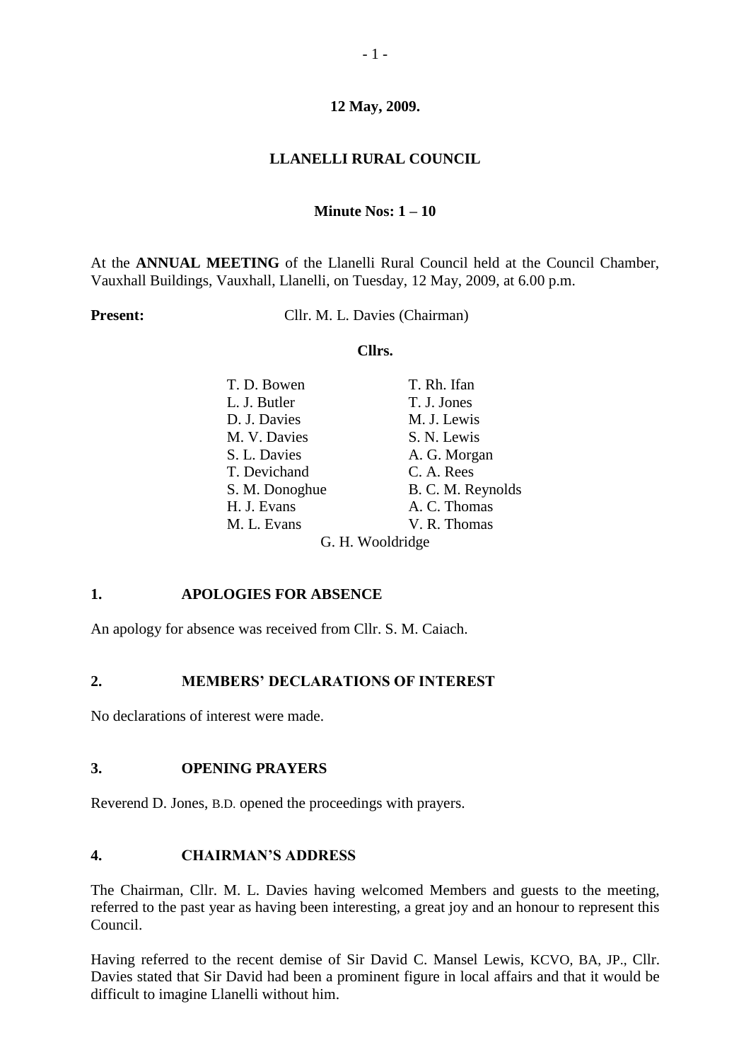**12 May, 2009.**

# LLANELLI RURAL COUNCIL

**Minute Nos: 1 – 10**

At the **ANNUAL MEETING** of the Llanelli Rural Council held at the Council Chamber, Vauxhall Buildings, Vauxhall, Llanelli, on Tuesday, 12 May, 2009, at 6.00 p.m.

**Present:** Cllr. M. L. Davies (Chairman)

**Cllrs.**

| | |
|---|---|
| T. D. Bowen | T. Rh. Ifan |
| L. J. Butler | T. J. Jones |
| D. J. Davies | M. J. Lewis |
| M. V. Davies | S. N. Lewis |
| S. L. Davies | A. G. Morgan |
| T. Devichand | C. A. Rees |
| S. M. Donoghue | B. C. M. Reynolds |
| H. J. Evans | A. C. Thomas |
| M. L. Evans | V. R. Thomas |

G. H. Wooldridge

## 1. APOLOGIES FOR ABSENCE

An apology for absence was received from Cllr. S. M. Caiach.

## 2. MEMBERS' DECLARATIONS OF INTEREST

No declarations of interest were made.

## 3. OPENING PRAYERS

Reverend D. Jones, B.D. opened the proceedings with prayers.

## 4. CHAIRMAN'S ADDRESS

The Chairman, Cllr. M. L. Davies having welcomed Members and guests to the meeting, referred to the past year as having been interesting, a great joy and an honour to represent this Council.

Having referred to the recent demise of Sir David C. Mansel Lewis, KCVO, BA, JP., Cllr. Davies stated that Sir David had been a prominent figure in local affairs and that it would be difficult to imagine Llanelli without him.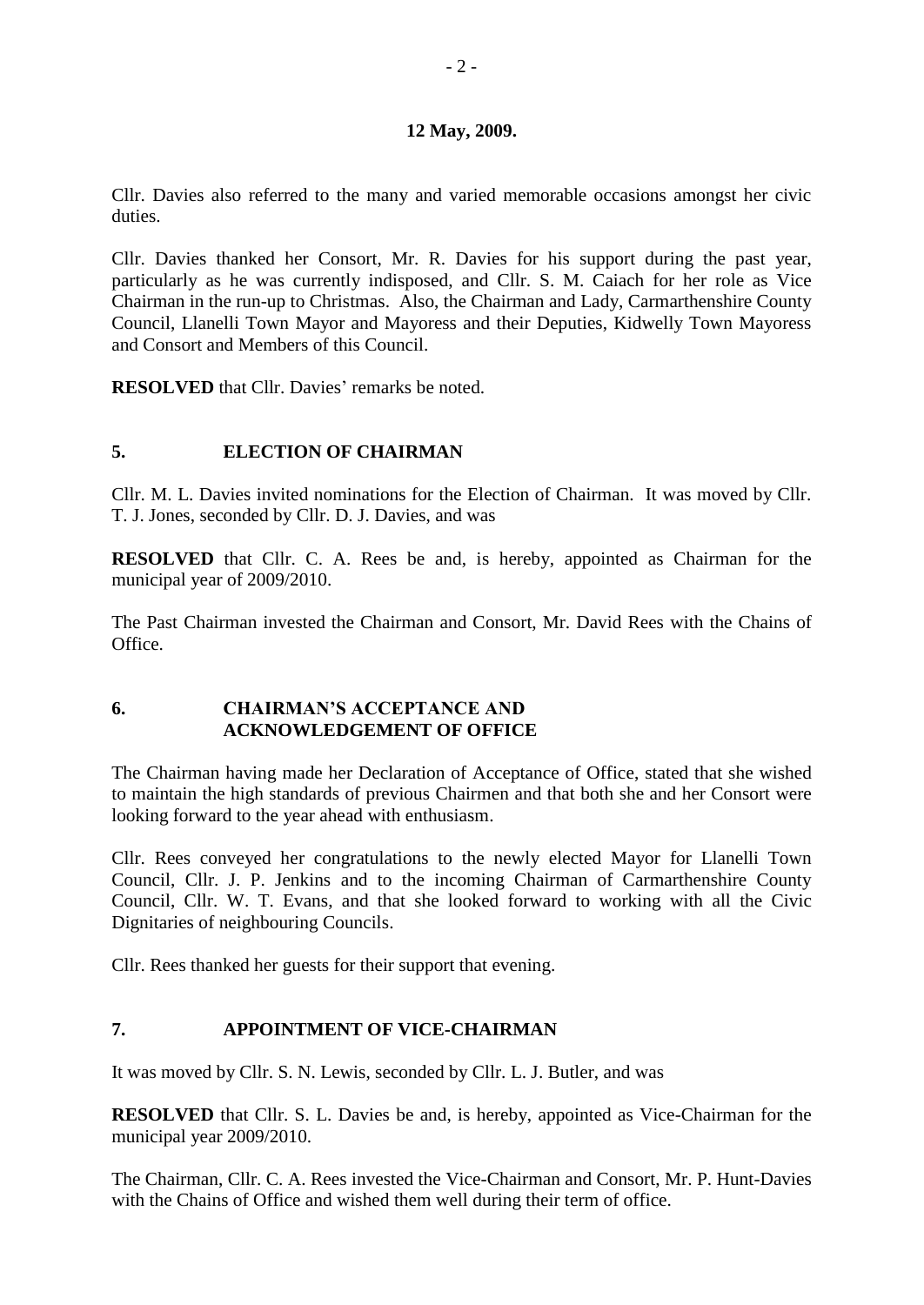**12 May, 2009.**

Cllr. Davies also referred to the many and varied memorable occasions amongst her civic duties.

Cllr. Davies thanked her Consort, Mr. R. Davies for his support during the past year, particularly as he was currently indisposed, and Cllr. S. M. Caiach for her role as Vice Chairman in the run-up to Christmas. Also, the Chairman and Lady, Carmarthenshire County Council, Llanelli Town Mayor and Mayoress and their Deputies, Kidwelly Town Mayoress and Consort and Members of this Council.

**RESOLVED** that Cllr. Davies' remarks be noted.

## 5. ELECTION OF CHAIRMAN

Cllr. M. L. Davies invited nominations for the Election of Chairman. It was moved by Cllr. T. J. Jones, seconded by Cllr. D. J. Davies, and was

**RESOLVED** that Cllr. C. A. Rees be and, is hereby, appointed as Chairman for the municipal year of 2009/2010.

The Past Chairman invested the Chairman and Consort, Mr. David Rees with the Chains of Office.

## 6. CHAIRMAN'S ACCEPTANCE AND ACKNOWLEDGEMENT OF OFFICE

The Chairman having made her Declaration of Acceptance of Office, stated that she wished to maintain the high standards of previous Chairmen and that both she and her Consort were looking forward to the year ahead with enthusiasm.

Cllr. Rees conveyed her congratulations to the newly elected Mayor for Llanelli Town Council, Cllr. J. P. Jenkins and to the incoming Chairman of Carmarthenshire County Council, Cllr. W. T. Evans, and that she looked forward to working with all the Civic Dignitaries of neighbouring Councils.

Cllr. Rees thanked her guests for their support that evening.

## 7. APPOINTMENT OF VICE-CHAIRMAN

It was moved by Cllr. S. N. Lewis, seconded by Cllr. L. J. Butler, and was

**RESOLVED** that Cllr. S. L. Davies be and, is hereby, appointed as Vice-Chairman for the municipal year 2009/2010.

The Chairman, Cllr. C. A. Rees invested the Vice-Chairman and Consort, Mr. P. Hunt-Davies with the Chains of Office and wished them well during their term of office.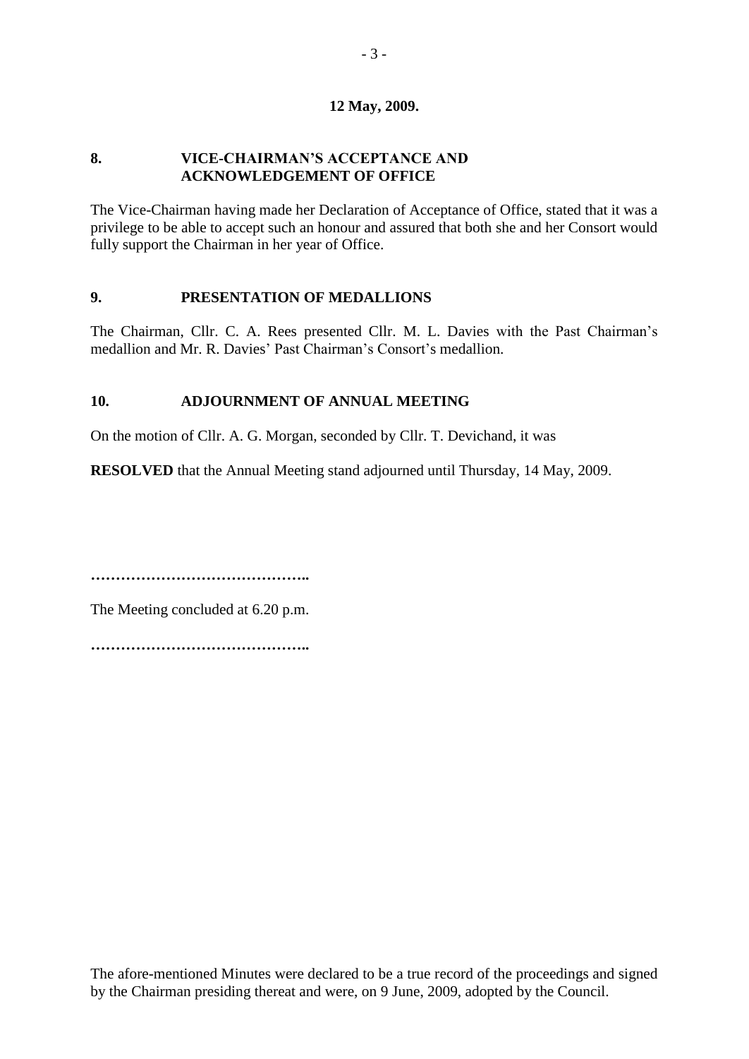**12 May, 2009.**

## 8. VICE-CHAIRMAN'S ACCEPTANCE AND ACKNOWLEDGEMENT OF OFFICE

The Vice-Chairman having made her Declaration of Acceptance of Office, stated that it was a privilege to be able to accept such an honour and assured that both she and her Consort would fully support the Chairman in her year of Office.

## 9. PRESENTATION OF MEDALLIONS

The Chairman, Cllr. C. A. Rees presented Cllr. M. L. Davies with the Past Chairman's medallion and Mr. R. Davies' Past Chairman's Consort's medallion.

## 10. ADJOURNMENT OF ANNUAL MEETING

On the motion of Cllr. A. G. Morgan, seconded by Cllr. T. Devichand, it was

**RESOLVED** that the Annual Meeting stand adjourned until Thursday, 14 May, 2009.

**……………………………………..**

The Meeting concluded at 6.20 p.m.

**……………………………………..**

The afore-mentioned Minutes were declared to be a true record of the proceedings and signed by the Chairman presiding thereat and were, on 9 June, 2009, adopted by the Council.